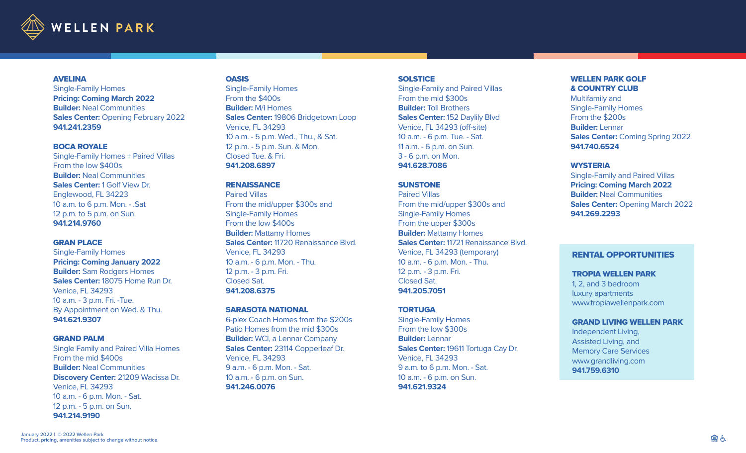# WELLEN PARK

## AVELINA
Single-Family Homes
**Pricing: Coming March 2022**
**Builder:** Neal Communities
**Sales Center:** Opening February 2022
**941.241.2359**

## BOCA ROYALE
Single-Family Homes + Paired Villas
From the low $400s
**Builder:** Neal Communities
**Sales Center:** 1 Golf View Dr.
Englewood, FL 34223
10 a.m. to 6 p.m. Mon. - .Sat
12 p.m. to 5 p.m. on Sun.
**941.214.9760**

## GRAN PLACE
Single-Family Homes
**Pricing: Coming January 2022**
**Builder:** Sam Rodgers Homes
**Sales Center:** 18075 Home Run Dr.
Venice, FL 34293
10 a.m. - 3 p.m. Fri. -Tue.
By Appointment on Wed. & Thu.
**941.621.9307**

## GRAND PALM
Single Family and Paired Villa Homes
From the mid $400s
**Builder:** Neal Communities
**Discovery Center:** 21209 Wacissa Dr.
Venice, FL 34293
10 a.m. - 6 p.m. Mon. - Sat.
12 p.m. - 5 p.m. on Sun.
**941.214.9190**

## OASIS
Single-Family Homes
From the $400s
**Builder:** M/I Homes
**Sales Center:** 19806 Bridgetown Loop
Venice, FL 34293
10 a.m. - 5 p.m. Wed., Thu., & Sat.
12 p.m. - 5 p.m. Sun. & Mon.
Closed Tue. & Fri.
**941.208.6897**

## RENAISSANCE
Paired Villas
From the mid/upper $300s and
Single-Family Homes
From the low $400s
**Builder:** Mattamy Homes
**Sales Center:** 11720 Renaissance Blvd.
Venice, FL 34293
10 a.m. - 6 p.m. Mon. - Thu.
12 p.m. - 3 p.m. Fri.
Closed Sat.
**941.208.6375**

## SARASOTA NATIONAL
6-plex Coach Homes from the $200s
Patio Homes from the mid $300s
**Builder:** WCI, a Lennar Company
**Sales Center:** 23114 Copperleaf Dr.
Venice, FL 34293
9 a.m. - 6 p.m. Mon. - Sat.
10 a.m. - 6 p.m. on Sun.
**941.246.0076**

## SOLSTICE
Single-Family and Paired Villas
From the mid $300s
**Builder:** Toll Brothers
**Sales Center:** 152 Daylily Blvd
Venice, FL 34293 (off-site)
10 a.m. - 6 p.m. Tue. - Sat.
11 a.m. - 6 p.m. on Sun.
3 - 6 p.m. on Mon.
**941.628.7086**

## SUNSTONE
Paired Villas
From the mid/upper $300s and
Single-Family Homes
From the upper $300s
**Builder:** Mattamy Homes
**Sales Center:** 11721 Renaissance Blvd.
Venice, FL 34293 (temporary)
10 a.m. - 6 p.m. Mon. - Thu.
12 p.m. - 3 p.m. Fri.
Closed Sat.
**941.205.7051**

## TORTUGA
Single-Family Homes
From the low $300s
**Builder:** Lennar
**Sales Center:** 19611 Tortuga Cay Dr.
Venice, FL 34293
9 a.m. to 6 p.m. Mon. - Sat.
10 a.m. - 6 p.m. on Sun.
**941.621.9324**

## WELLEN PARK GOLF & COUNTRY CLUB
Multifamily and
Single-Family Homes
From the $200s
**Builder:** Lennar
**Sales Center:** Coming Spring 2022
**941.740.6524**

## WYSTERIA
Single-Family and Paired Villas
**Pricing: Coming March 2022**
**Builder:** Neal Communities
**Sales Center:** Opening March 2022
**941.269.2293**

## RENTAL OPPORTUNITIES

### TROPIA WELLEN PARK
1, 2, and 3 bedroom
luxury apartments
www.tropiawellenpark.com

### GRAND LIVING WELLEN PARK
Independent Living,
Assisted Living, and
Memory Care Services
www.grandliving.com
**941.759.6310**

January 2022 | © 2022 Wellen Park
Product, pricing, amenities subject to change without notice.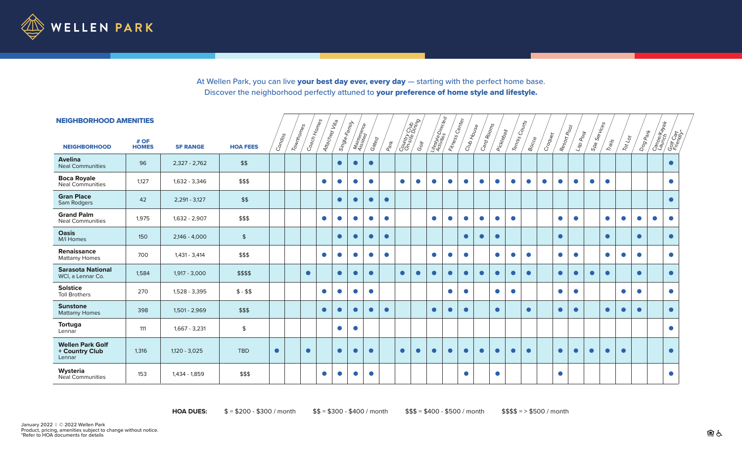At Wellen Park, you can live **your best day ever, every day** — starting with the perfect home base.
Discover the neighborhood perfectly attuned to **your preference of home style and lifestyle.**

## NEIGHBORHOOD AMENITIES

| NEIGHBORHOOD | # OF HOMES | SF RANGE | HOA FEES | Condos | Townhomes | Coach Homes | Attached Villa | Single-Family | Maintenance Assisted | Gated | Park | Country Club Onsite Dining | Golf | Lifestyle-Directed Activities | Fitness Center | Club House | Card Rooms | Pickleball | Tennis Courts | Bocce | Croquet | Resort Pool | Lap Pool | Spa Services | Trails | Tot Lot | Dog Park | Canoe/Kayak Launch | Golf Cart Friendly* |
|---|---|---|---|---|---|---|---|---|---|---|---|---|---|---|---|---|---|---|---|---|---|---|---|---|---|---|---|---|---|
| **Avelina** Neal Communities | 96 | 2,327 - 2,762 | $$ | | | | | ● | ● | ● | | | | | | | | | | | | | | | | | | | ● |
| **Boca Royale** Neal Communities | 1,127 | 1,632 - 3,346 | $$$ | | | | ● | ● | ● | ● | | ● | ● | ● | ● | ● | ● | ● | ● | ● | ● | ● | ● | ● | ● | | | | ● |
| **Gran Place** Sam Rodgers | 42 | 2,291 - 3,127 | $$ | | | | | ● | ● | ● | ● | | | | | | | | | | | | | | | | | | ● |
| **Grand Palm** Neal Communities | 1,975 | 1,632 - 2,907 | $$$ | | | | ● | ● | ● | ● | ● | | | ● | ● | ● | ● | ● | ● | | | ● | ● | | ● | ● | ● | ● | ● |
| **Oasis** M/I Homes | 150 | 2,146 - 4,000 | $ | | | | | ● | ● | ● | ● | | | | | ● | ● | ● | | | | ● | | | ● | | ● | | ● |
| **Renaissance** Mattamy Homes | 700 | 1,431 - 3,414 | $$$ | | | | ● | ● | ● | ● | ● | | | ● | ● | ● | | ● | ● | ● | | ● | ● | | ● | ● | ● | | ● |
| **Sarasota National** WCI, a Lennar Co. | 1,584 | 1,917 - 3,000 | $$$$ | | | ● | | ● | ● | ● | | ● | ● | ● | ● | ● | ● | ● | ● | ● | | ● | ● | ● | ● | | ● | | ● |
| **Solstice** Toll Brothers | 270 | 1,528 - 3,395 | $ - $$ | | | | ● | ● | ● | ● | | | | | ● | ● | | ● | ● | | | ● | ● | | | ● | ● | | ● |
| **Sunstone** Mattamy Homes | 398 | 1,501 - 2,969 | $$$ | | | | ● | ● | ● | ● | ● | | | ● | ● | ● | | ● | | ● | | ● | ● | | ● | ● | ● | | ● |
| **Tortuga** Lennar | 111 | 1,667 - 3,231 | $ | | | | | ● | ● | | | | | | | | | | | | | | | | | | | | ● |
| **Wellen Park Golf + Country Club** Lennar | 1,316 | 1,120 - 3,025 | TBD | ● | | ● | | ● | ● | ● | | ● | ● | ● | ● | ● | ● | ● | ● | ● | | ● | ● | ● | ● | ● | | | ● |
| **Wysteria** Neal Communities | 153 | 1,434 - 1,859 | $$$ | | | | ● | ● | ● | ● | | | | | | ● | | ● | | | | ● | | | | | | | ● |

**HOA DUES:** $ = $200 - $300 / month $$ = $300 - $400 / month $$$ = $400 - $500 / month $$$$ = > $500 / month

January 2022 | © 2022 Wellen Park
Product, pricing, amenities subject to change without notice.
*Refer to HOA documents for details